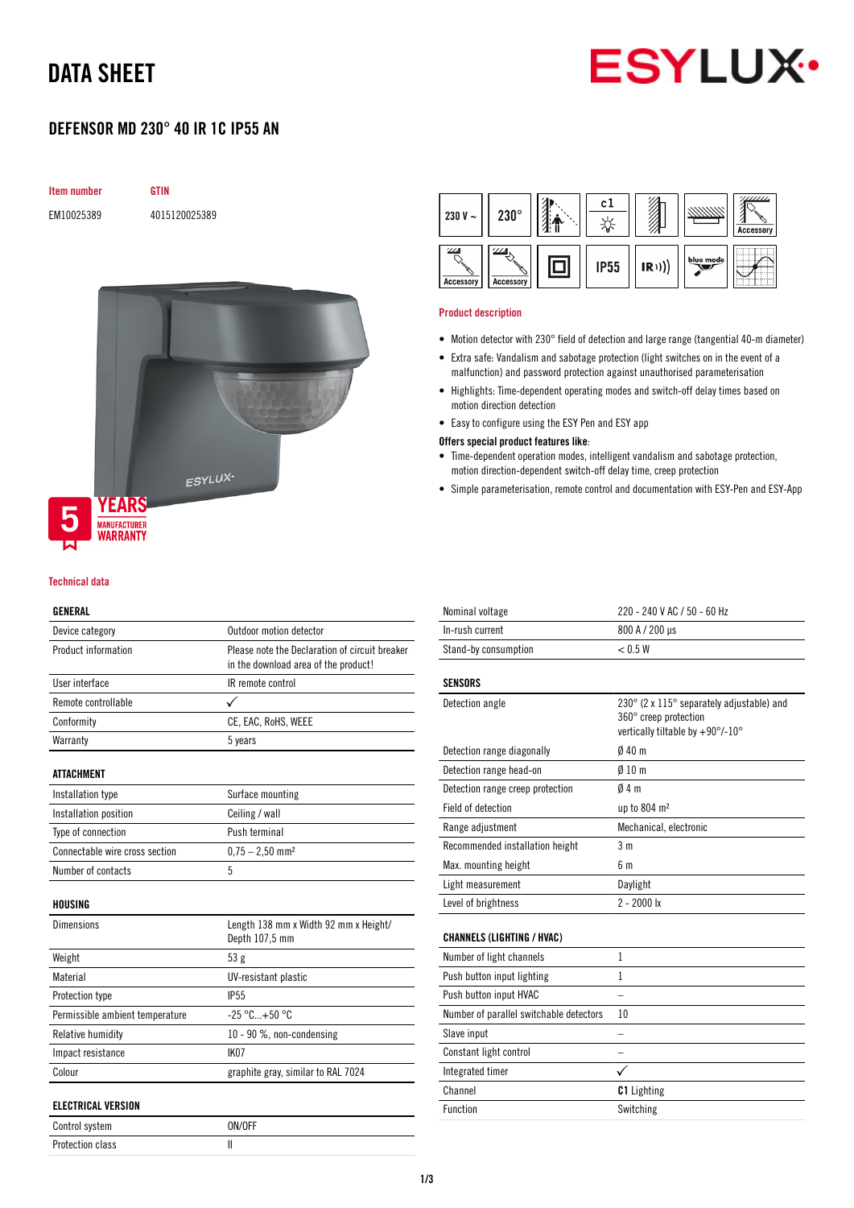# DATA SHEET

## DEFENSOR MD 230° 40 IR 1C IP55 AN

| Item number | GTIN |
|---|---|
| EM10025389 | 4015120025389 |

5 YEARS MANUFACTURER WARRANTY

### Product description

- Motion detector with 230° field of detection and large range (tangential 40-m diameter)
- Extra safe: Vandalism and sabotage protection (light switches on in the event of a malfunction) and password protection against unauthorised parameterisation
- Highlights: Time-dependent operating modes and switch-off delay times based on motion direction detection
- Easy to configure using the ESY Pen and ESY app

**Offers special product features like:**

- Time-dependent operation modes, intelligent vandalism and sabotage protection, motion direction-dependent switch-off delay time, creep protection
- Simple parameterisation, remote control and documentation with ESY-Pen and ESY-App

### Technical data

| GENERAL | |
|---|---|
| Device category | Outdoor motion detector |
| Product information | Please note the Declaration of circuit breaker in the download area of the product! |
| User interface | IR remote control |
| Remote controllable | ✓ |
| Conformity | CE, EAC, RoHS, WEEE |
| Warranty | 5 years |

| ATTACHMENT | |
|---|---|
| Installation type | Surface mounting |
| Installation position | Ceiling / wall |
| Type of connection | Push terminal |
| Connectable wire cross section | 0,75 – 2,50 mm² |
| Number of contacts | 5 |

| HOUSING | |
|---|---|
| Dimensions | Length 138 mm x Width 92 mm x Height/ Depth 107,5 mm |
| Weight | 53 g |
| Material | UV-resistant plastic |
| Protection type | IP55 |
| Permissible ambient temperature | -25 °C...+50 °C |
| Relative humidity | 10 - 90 %, non-condensing |
| Impact resistance | IK07 |
| Colour | graphite gray, similar to RAL 7024 |

| ELECTRICAL VERSION | |
|---|---|
| Control system | ON/OFF |
| Protection class | II |
| Nominal voltage | 220 - 240 V AC / 50 - 60 Hz |
| In-rush current | 800 A / 200 µs |
| Stand-by consumption | < 0.5 W |

| SENSORS | |
|---|---|
| Detection angle | 230° (2 x 115° separately adjustable) and 360° creep protection vertically tiltable by +90°/-10° |
| Detection range diagonally | Ø 40 m |
| Detection range head-on | Ø 10 m |
| Detection range creep protection | Ø 4 m |
| Field of detection | up to 804 m² |
| Range adjustment | Mechanical, electronic |
| Recommended installation height | 3 m |
| Max. mounting height | 6 m |
| Light measurement | Daylight |
| Level of brightness | 2 - 2000 lx |

| CHANNELS (LIGHTING / HVAC) | |
|---|---|
| Number of light channels | 1 |
| Push button input lighting | 1 |
| Push button input HVAC | – |
| Number of parallel switchable detectors | 10 |
| Slave input | – |
| Constant light control | – |
| Integrated timer | ✓ |
| Channel | **C1** Lighting |
| Function | Switching |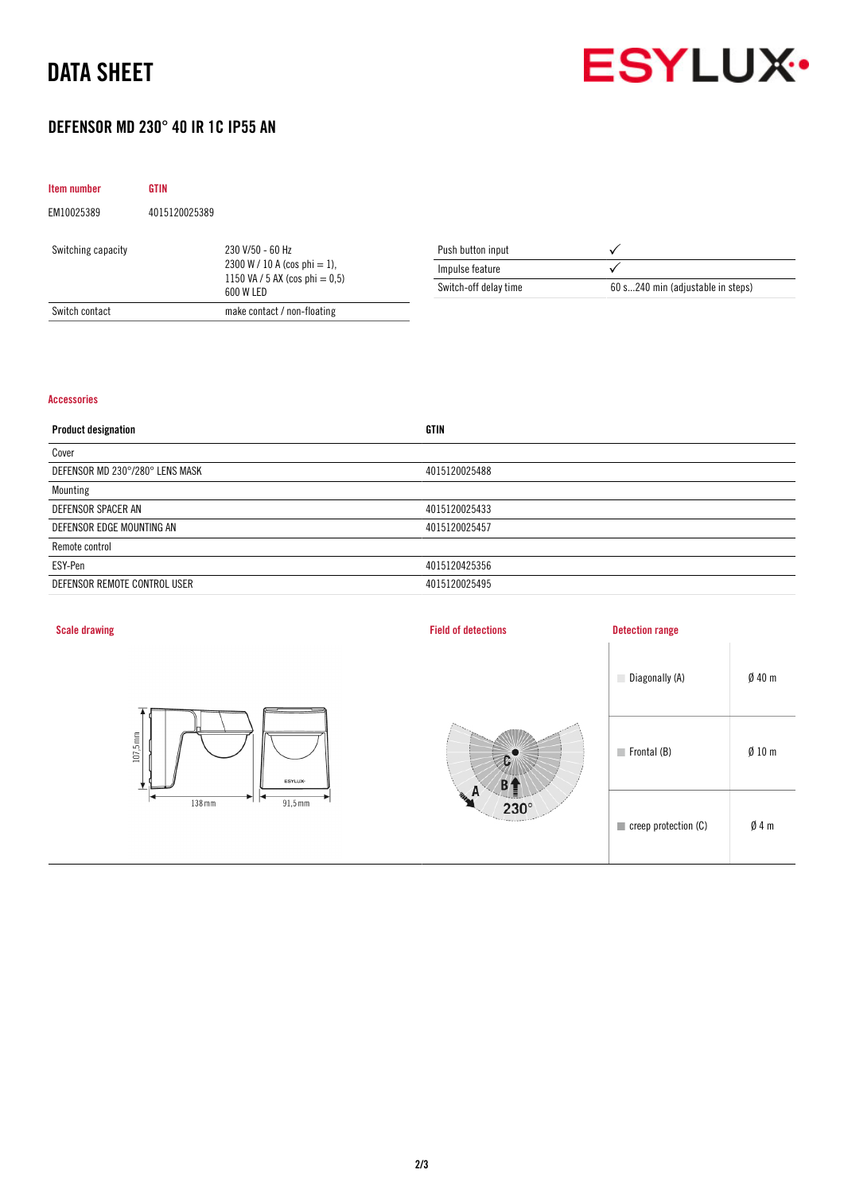# DATA SHEET

## DEFENSOR MD 230° 40 IR 1C IP55 AN

| Item number | GTIN |
|---|---|
| EM10025389 | 4015120025389 |

| | |
|---|---|
| Switching capacity | 230 V/50 - 60 Hz<br>2300 W / 10 A (cos phi = 1),<br>1150 VA / 5 AX (cos phi = 0,5)<br>600 W LED |
| Switch contact | make contact / non-floating |

| | |
|---|---|
| Push button input | ✓ |
| Impulse feature | ✓ |
| Switch-off delay time | 60 s...240 min (adjustable in steps) |

### Accessories

| Product designation | GTIN |
|---|---|
| Cover | |
| DEFENSOR MD 230°/280° LENS MASK | 4015120025488 |
| Mounting | |
| DEFENSOR SPACER AN | 4015120025433 |
| DEFENSOR EDGE MOUNTING AN | 4015120025457 |
| Remote control | |
| ESY-Pen | 4015120425356 |
| DEFENSOR REMOTE CONTROL USER | 4015120025495 |

### Scale drawing

107,5 mm

138 mm

91,5 mm

### Field of detections

A B C 230°

### Detection range

| | |
|---|---|
| Diagonally (A) | Ø 40 m |
| Frontal (B) | Ø 10 m |
| creep protection (C) | Ø 4 m |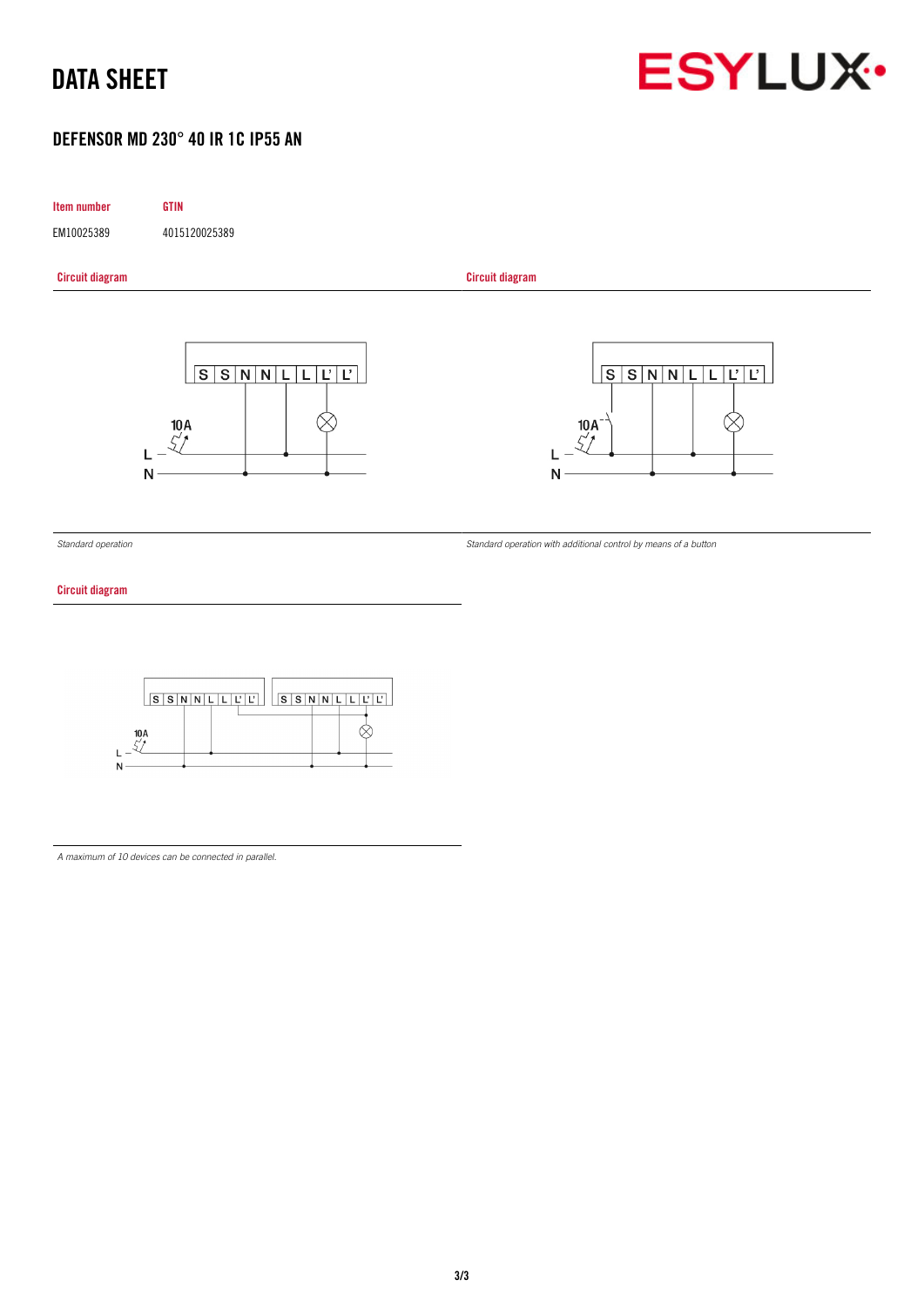# DATA SHEET

## DEFENSOR MD 230° 40 IR 1C IP55 AN

| Item number | GTIN |
|---|---|
| EM10025389 | 4015120025389 |

### Circuit diagram

S S N N L L L' L'

10A

L

N

*Standard operation*

### Circuit diagram

S S N N L L L' L'

10A

L

N

*Standard operation with additional control by means of a button*

### Circuit diagram

S S N N L L L' L'

S S N N L L L' L'

10A

L

N

*A maximum of 10 devices can be connected in parallel.*